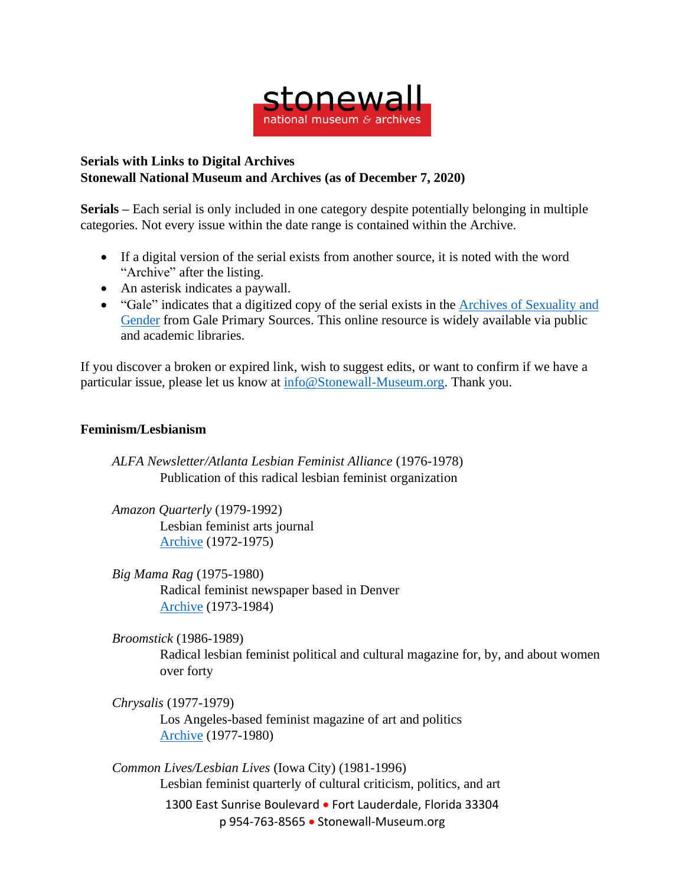**Serials with Links to Digital Archives**
**Stonewall National Museum and Archives (as of December 7, 2020)**

**Serials –** Each serial is only included in one category despite potentially belonging in multiple categories. Not every issue within the date range is contained within the Archive.

- If a digital version of the serial exists from another source, it is noted with the word "Archive" after the listing.
- An asterisk indicates a paywall.
- "Gale" indicates that a digitized copy of the serial exists in the Archives of Sexuality and Gender from Gale Primary Sources. This online resource is widely available via public and academic libraries.

If you discover a broken or expired link, wish to suggest edits, or want to confirm if we have a particular issue, please let us know at info@Stonewall-Museum.org. Thank you.

## Feminism/Lesbianism

*ALFA Newsletter/Atlanta Lesbian Feminist Alliance* (1976-1978)
Publication of this radical lesbian feminist organization

*Amazon Quarterly* (1979-1992)
Lesbian feminist arts journal
Archive (1972-1975)

*Big Mama Rag* (1975-1980)
Radical feminist newspaper based in Denver
Archive (1973-1984)

*Broomstick* (1986-1989)
Radical lesbian feminist political and cultural magazine for, by, and about women over forty

*Chrysalis* (1977-1979)
Los Angeles-based feminist magazine of art and politics
Archive (1977-1980)

*Common Lives/Lesbian Lives* (Iowa City) (1981-1996)
Lesbian feminist quarterly of cultural criticism, politics, and art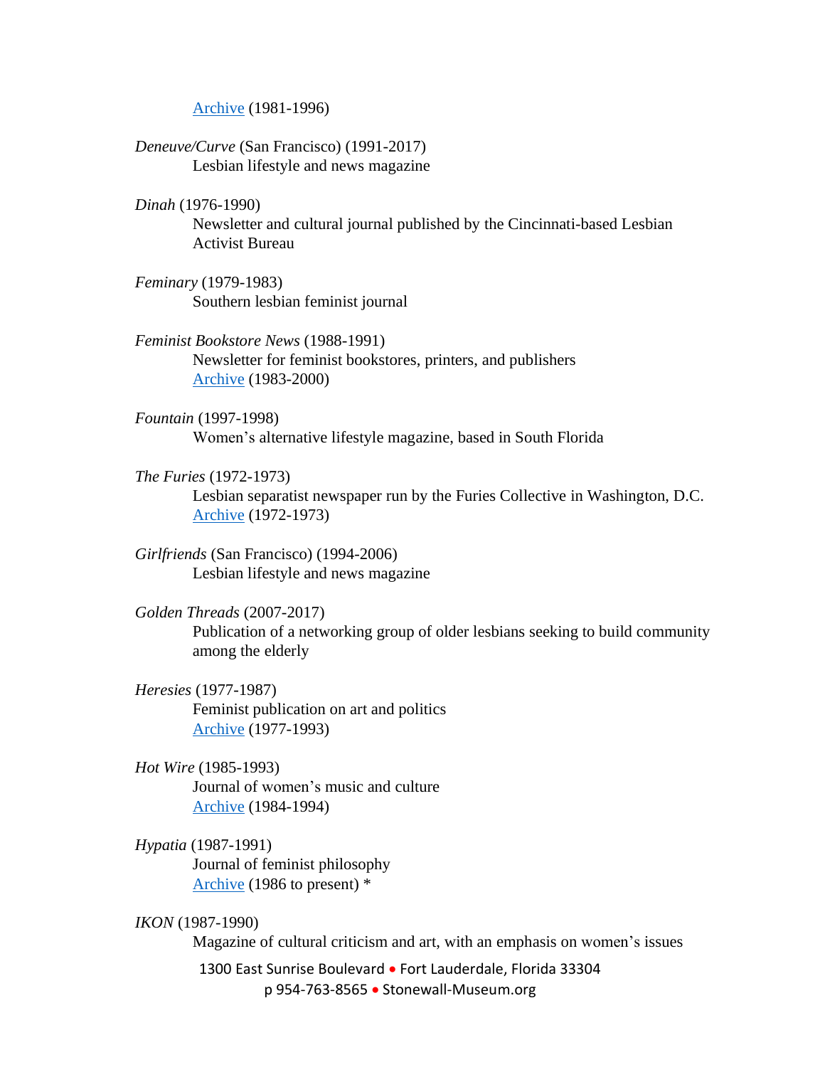[Archive](#) (1981-1996)

*Deneuve/Curve* (San Francisco) (1991-2017)
Lesbian lifestyle and news magazine

*Dinah* (1976-1990)
Newsletter and cultural journal published by the Cincinnati-based Lesbian Activist Bureau

*Feminary* (1979-1983)
Southern lesbian feminist journal

*Feminist Bookstore News* (1988-1991)
Newsletter for feminist bookstores, printers, and publishers
[Archive](#) (1983-2000)

*Fountain* (1997-1998)
Women's alternative lifestyle magazine, based in South Florida

*The Furies* (1972-1973)
Lesbian separatist newspaper run by the Furies Collective in Washington, D.C.
[Archive](#) (1972-1973)

*Girlfriends* (San Francisco) (1994-2006)
Lesbian lifestyle and news magazine

*Golden Threads* (2007-2017)
Publication of a networking group of older lesbians seeking to build community among the elderly

*Heresies* (1977-1987)
Feminist publication on art and politics
[Archive](#) (1977-1993)

*Hot Wire* (1985-1993)
Journal of women's music and culture
[Archive](#) (1984-1994)

*Hypatia* (1987-1991)
Journal of feminist philosophy
[Archive](#) (1986 to present) *

*IKON* (1987-1990)
Magazine of cultural criticism and art, with an emphasis on women's issues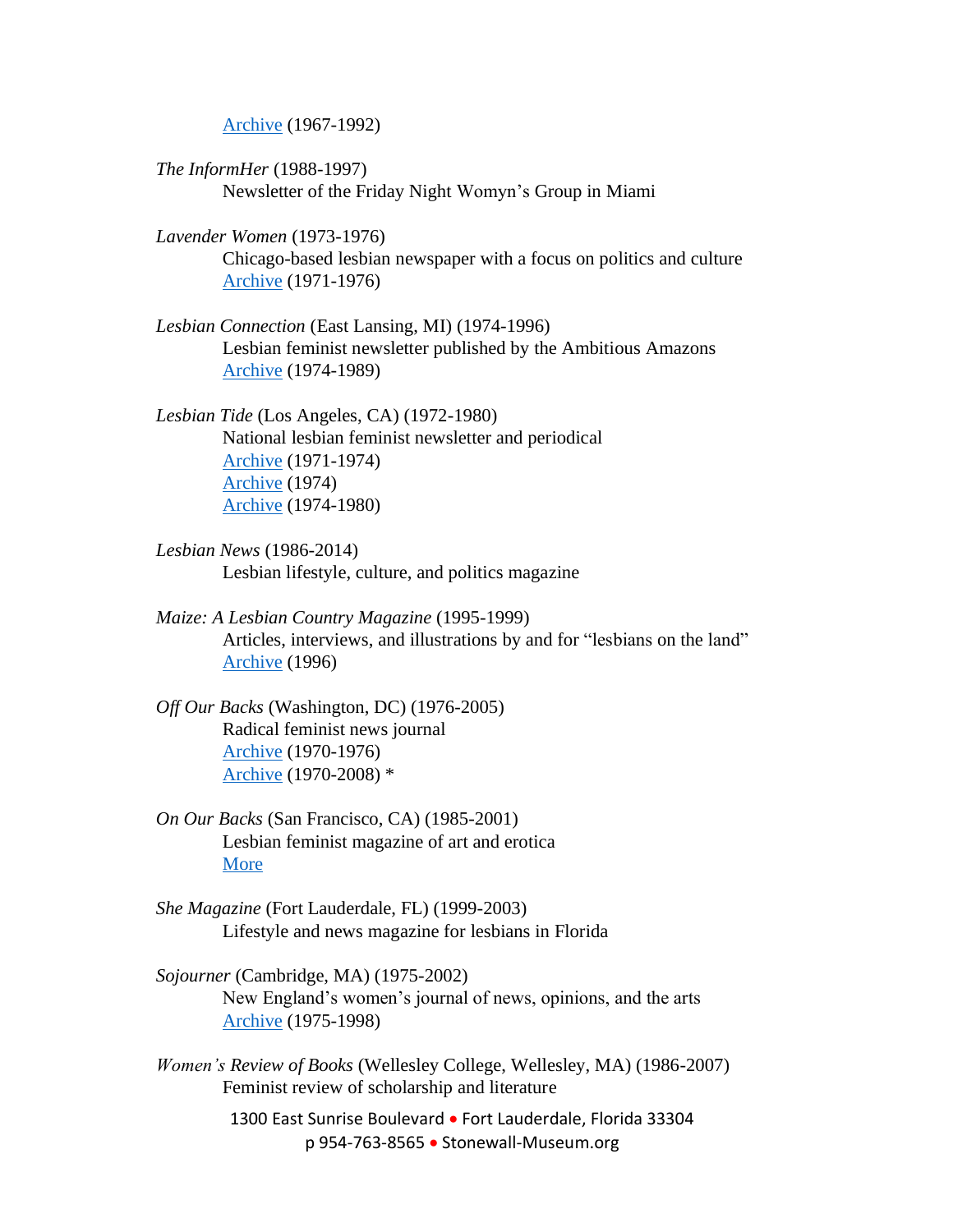Archive (1967-1992)

*The InformHer* (1988-1997)
Newsletter of the Friday Night Womyn's Group in Miami

*Lavender Women* (1973-1976)
Chicago-based lesbian newspaper with a focus on politics and culture
Archive (1971-1976)

*Lesbian Connection* (East Lansing, MI) (1974-1996)
Lesbian feminist newsletter published by the Ambitious Amazons
Archive (1974-1989)

*Lesbian Tide* (Los Angeles, CA) (1972-1980)
National lesbian feminist newsletter and periodical
Archive (1971-1974)
Archive (1974)
Archive (1974-1980)

*Lesbian News* (1986-2014)
Lesbian lifestyle, culture, and politics magazine

*Maize: A Lesbian Country Magazine* (1995-1999)
Articles, interviews, and illustrations by and for "lesbians on the land"
Archive (1996)

*Off Our Backs* (Washington, DC) (1976-2005)
Radical feminist news journal
Archive (1970-1976)
Archive (1970-2008) *

*On Our Backs* (San Francisco, CA) (1985-2001)
Lesbian feminist magazine of art and erotica
More

*She Magazine* (Fort Lauderdale, FL) (1999-2003)
Lifestyle and news magazine for lesbians in Florida

*Sojourner* (Cambridge, MA) (1975-2002)
New England's women's journal of news, opinions, and the arts
Archive (1975-1998)

*Women's Review of Books* (Wellesley College, Wellesley, MA) (1986-2007)
Feminist review of scholarship and literature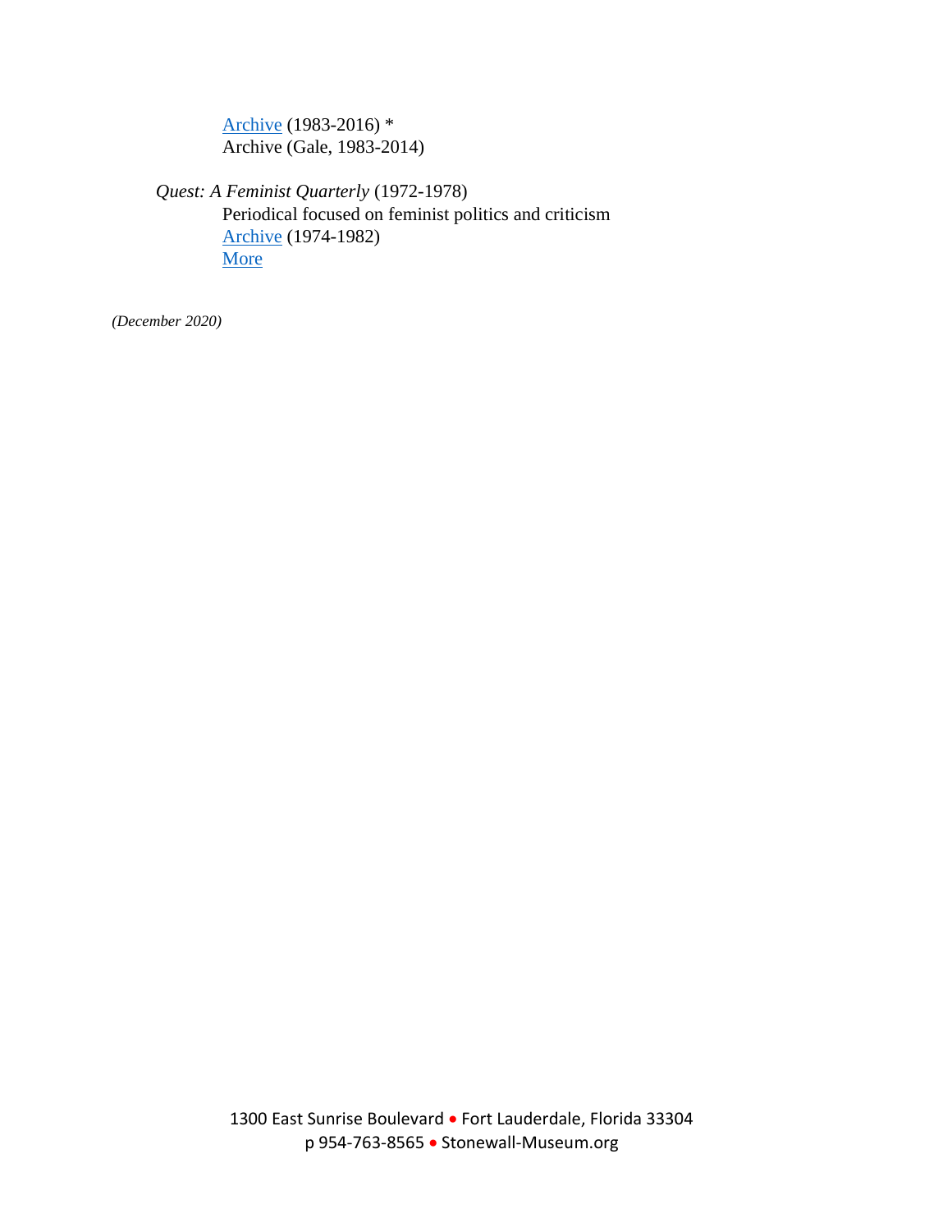Archive (1983-2016) *
Archive (Gale, 1983-2014)

*Quest: A Feminist Quarterly* (1972-1978)
Periodical focused on feminist politics and criticism
Archive (1974-1982)
More

*(December 2020)*